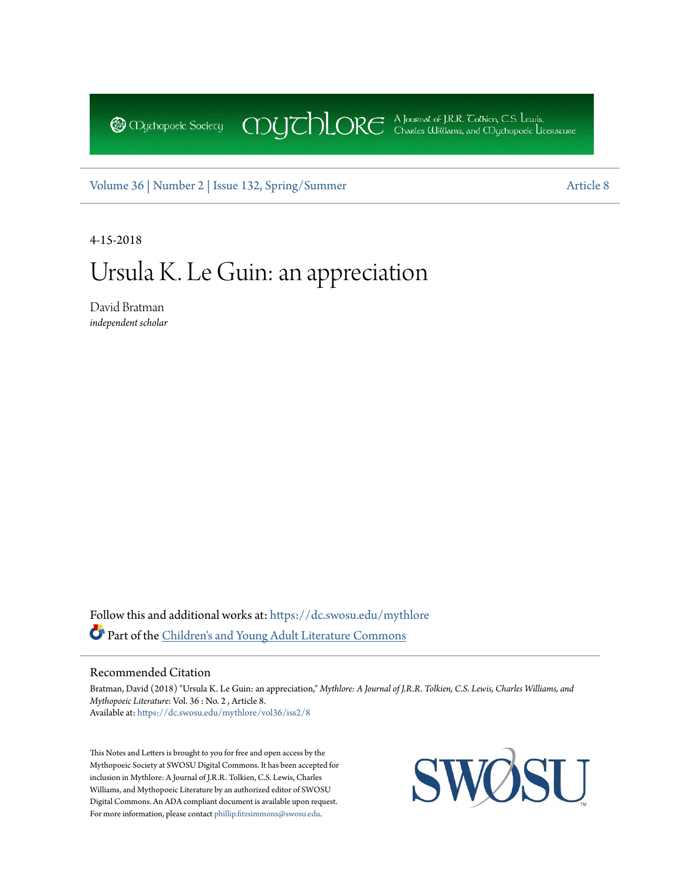Mythopoeic Society | Mythlore | A Journal of J.R.R. Tolkien, C.S. Lewis, Charles Williams, and Mythopoeic Literature

Volume 36 | Number 2 | Issue 132, Spring/Summer

Article 8

4-15-2018

# Ursula K. Le Guin: an appreciation

David Bratman
*independent scholar*

Follow this and additional works at: https://dc.swosu.edu/mythlore

Part of the Children's and Young Adult Literature Commons

## Recommended Citation

Bratman, David (2018) "Ursula K. Le Guin: an appreciation," *Mythlore: A Journal of J.R.R. Tolkien, C.S. Lewis, Charles Williams, and Mythopoeic Literature*: Vol. 36 : No. 2 , Article 8.
Available at: https://dc.swosu.edu/mythlore/vol36/iss2/8

This Notes and Letters is brought to you for free and open access by the Mythopoeic Society at SWOSU Digital Commons. It has been accepted for inclusion in Mythlore: A Journal of J.R.R. Tolkien, C.S. Lewis, Charles Williams, and Mythopoeic Literature by an authorized editor of SWOSU Digital Commons. An ADA compliant document is available upon request. For more information, please contact phillip.fitzsimmons@swosu.edu.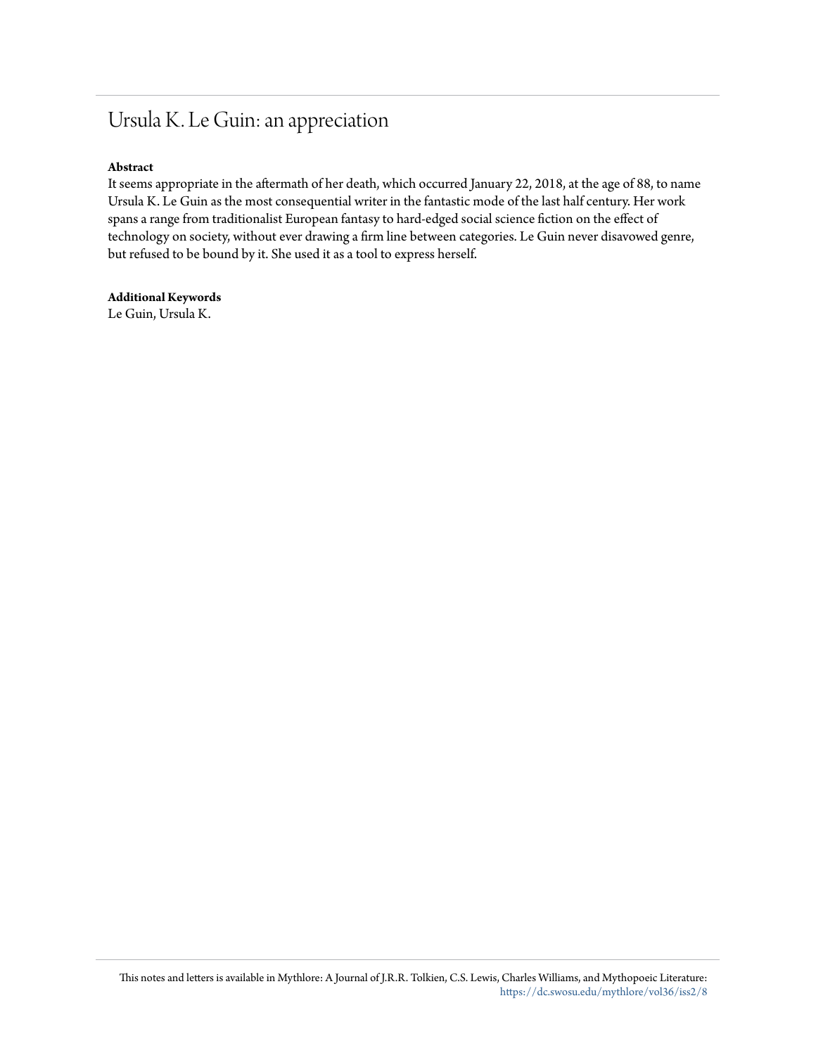# Ursula K. Le Guin: an appreciation

**Abstract**

It seems appropriate in the aftermath of her death, which occurred January 22, 2018, at the age of 88, to name Ursula K. Le Guin as the most consequential writer in the fantastic mode of the last half century. Her work spans a range from traditionalist European fantasy to hard-edged social science fiction on the effect of technology on society, without ever drawing a firm line between categories. Le Guin never disavowed genre, but refused to be bound by it. She used it as a tool to express herself.

**Additional Keywords**

Le Guin, Ursula K.

This notes and letters is available in Mythlore: A Journal of J.R.R. Tolkien, C.S. Lewis, Charles Williams, and Mythopoeic Literature: https://dc.swosu.edu/mythlore/vol36/iss2/8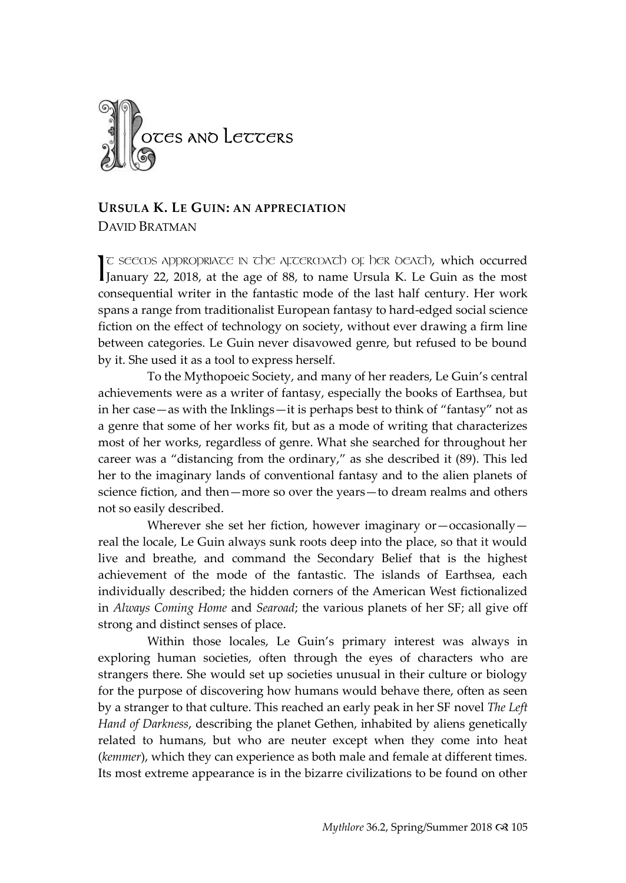# Notes and Letters

## Ursula K. Le Guin: An Appreciation

David Bratman

It seems appropriate in the aftermath of her death, which occurred January 22, 2018, at the age of 88, to name Ursula K. Le Guin as the most consequential writer in the fantastic mode of the last half century. Her work spans a range from traditionalist European fantasy to hard-edged social science fiction on the effect of technology on society, without ever drawing a firm line between categories. Le Guin never disavowed genre, but refused to be bound by it. She used it as a tool to express herself.

To the Mythopoeic Society, and many of her readers, Le Guin's central achievements were as a writer of fantasy, especially the books of Earthsea, but in her case—as with the Inklings—it is perhaps best to think of "fantasy" not as a genre that some of her works fit, but as a mode of writing that characterizes most of her works, regardless of genre. What she searched for throughout her career was a "distancing from the ordinary," as she described it (89). This led her to the imaginary lands of conventional fantasy and to the alien planets of science fiction, and then—more so over the years—to dream realms and others not so easily described.

Wherever she set her fiction, however imaginary or—occasionally—real the locale, Le Guin always sunk roots deep into the place, so that it would live and breathe, and command the Secondary Belief that is the highest achievement of the mode of the fantastic. The islands of Earthsea, each individually described; the hidden corners of the American West fictionalized in *Always Coming Home* and *Searoad*; the various planets of her SF; all give off strong and distinct senses of place.

Within those locales, Le Guin's primary interest was always in exploring human societies, often through the eyes of characters who are strangers there. She would set up societies unusual in their culture or biology for the purpose of discovering how humans would behave there, often as seen by a stranger to that culture. This reached an early peak in her SF novel *The Left Hand of Darkness*, describing the planet Gethen, inhabited by aliens genetically related to humans, but who are neuter except when they come into heat (*kemmer*), which they can experience as both male and female at different times. Its most extreme appearance is in the bizarre civilizations to be found on other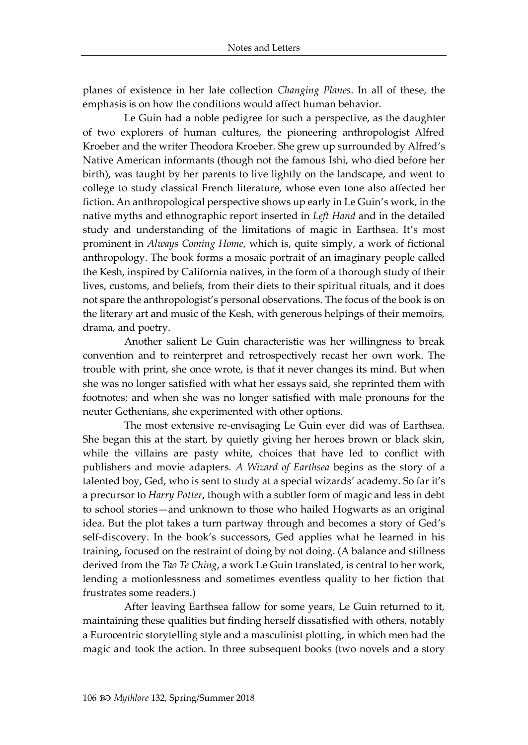planes of existence in her late collection *Changing Planes*. In all of these, the emphasis is on how the conditions would affect human behavior.

Le Guin had a noble pedigree for such a perspective, as the daughter of two explorers of human cultures, the pioneering anthropologist Alfred Kroeber and the writer Theodora Kroeber. She grew up surrounded by Alfred's Native American informants (though not the famous Ishi, who died before her birth), was taught by her parents to live lightly on the landscape, and went to college to study classical French literature, whose even tone also affected her fiction. An anthropological perspective shows up early in Le Guin's work, in the native myths and ethnographic report inserted in *Left Hand* and in the detailed study and understanding of the limitations of magic in Earthsea. It's most prominent in *Always Coming Home*, which is, quite simply, a work of fictional anthropology. The book forms a mosaic portrait of an imaginary people called the Kesh, inspired by California natives, in the form of a thorough study of their lives, customs, and beliefs, from their diets to their spiritual rituals, and it does not spare the anthropologist's personal observations. The focus of the book is on the literary art and music of the Kesh, with generous helpings of their memoirs, drama, and poetry.

Another salient Le Guin characteristic was her willingness to break convention and to reinterpret and retrospectively recast her own work. The trouble with print, she once wrote, is that it never changes its mind. But when she was no longer satisfied with what her essays said, she reprinted them with footnotes; and when she was no longer satisfied with male pronouns for the neuter Gethenians, she experimented with other options.

The most extensive re-envisaging Le Guin ever did was of Earthsea. She began this at the start, by quietly giving her heroes brown or black skin, while the villains are pasty white, choices that have led to conflict with publishers and movie adapters. *A Wizard of Earthsea* begins as the story of a talented boy, Ged, who is sent to study at a special wizards' academy. So far it's a precursor to *Harry Potter*, though with a subtler form of magic and less in debt to school stories—and unknown to those who hailed Hogwarts as an original idea. But the plot takes a turn partway through and becomes a story of Ged's self-discovery. In the book's successors, Ged applies what he learned in his training, focused on the restraint of doing by not doing. (A balance and stillness derived from the *Tao Te Ching*, a work Le Guin translated, is central to her work, lending a motionlessness and sometimes eventless quality to her fiction that frustrates some readers.)

After leaving Earthsea fallow for some years, Le Guin returned to it, maintaining these qualities but finding herself dissatisfied with others, notably a Eurocentric storytelling style and a masculinist plotting, in which men had the magic and took the action. In three subsequent books (two novels and a story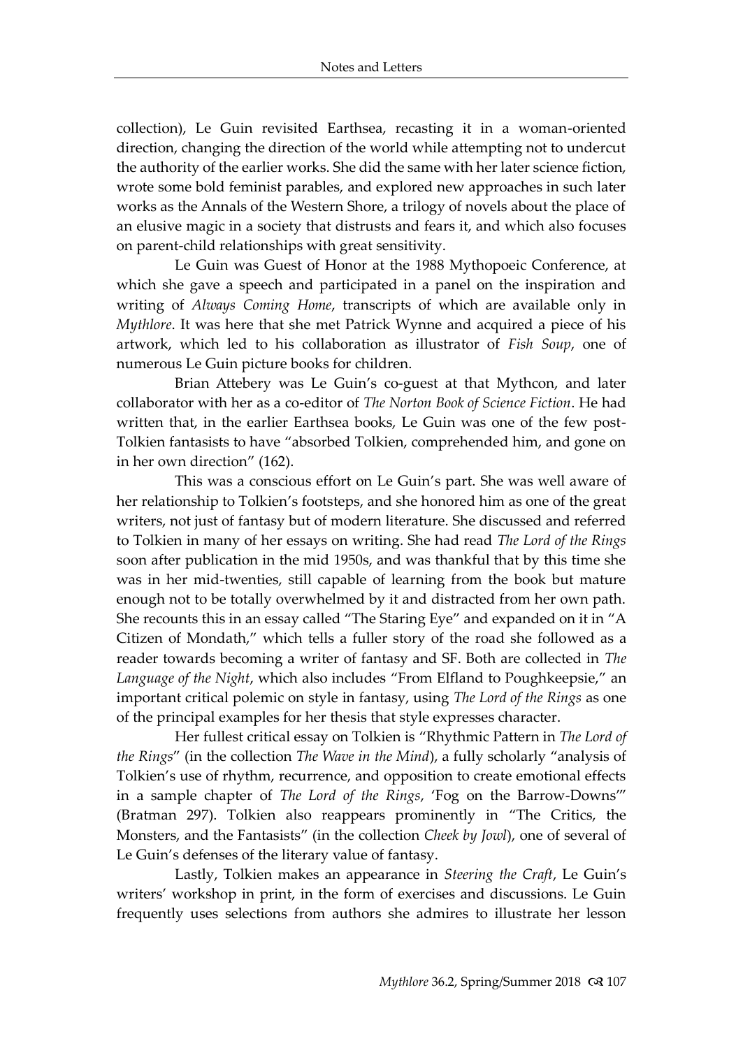collection), Le Guin revisited Earthsea, recasting it in a woman-oriented direction, changing the direction of the world while attempting not to undercut the authority of the earlier works. She did the same with her later science fiction, wrote some bold feminist parables, and explored new approaches in such later works as the Annals of the Western Shore, a trilogy of novels about the place of an elusive magic in a society that distrusts and fears it, and which also focuses on parent-child relationships with great sensitivity.

Le Guin was Guest of Honor at the 1988 Mythopoeic Conference, at which she gave a speech and participated in a panel on the inspiration and writing of *Always Coming Home*, transcripts of which are available only in *Mythlore*. It was here that she met Patrick Wynne and acquired a piece of his artwork, which led to his collaboration as illustrator of *Fish Soup*, one of numerous Le Guin picture books for children.

Brian Attebery was Le Guin's co-guest at that Mythcon, and later collaborator with her as a co-editor of *The Norton Book of Science Fiction*. He had written that, in the earlier Earthsea books, Le Guin was one of the few post-Tolkien fantasists to have "absorbed Tolkien, comprehended him, and gone on in her own direction" (162).

This was a conscious effort on Le Guin's part. She was well aware of her relationship to Tolkien's footsteps, and she honored him as one of the great writers, not just of fantasy but of modern literature. She discussed and referred to Tolkien in many of her essays on writing. She had read *The Lord of the Rings* soon after publication in the mid 1950s, and was thankful that by this time she was in her mid-twenties, still capable of learning from the book but mature enough not to be totally overwhelmed by it and distracted from her own path. She recounts this in an essay called "The Staring Eye" and expanded on it in "A Citizen of Mondath," which tells a fuller story of the road she followed as a reader towards becoming a writer of fantasy and SF. Both are collected in *The Language of the Night*, which also includes "From Elfland to Poughkeepsie," an important critical polemic on style in fantasy, using *The Lord of the Rings* as one of the principal examples for her thesis that style expresses character.

Her fullest critical essay on Tolkien is "Rhythmic Pattern in *The Lord of the Rings*" (in the collection *The Wave in the Mind*), a fully scholarly "analysis of Tolkien's use of rhythm, recurrence, and opposition to create emotional effects in a sample chapter of *The Lord of the Rings*, 'Fog on the Barrow-Downs'" (Bratman 297). Tolkien also reappears prominently in "The Critics, the Monsters, and the Fantasists" (in the collection *Cheek by Jowl*), one of several of Le Guin's defenses of the literary value of fantasy.

Lastly, Tolkien makes an appearance in *Steering the Craft*, Le Guin's writers' workshop in print, in the form of exercises and discussions. Le Guin frequently uses selections from authors she admires to illustrate her lesson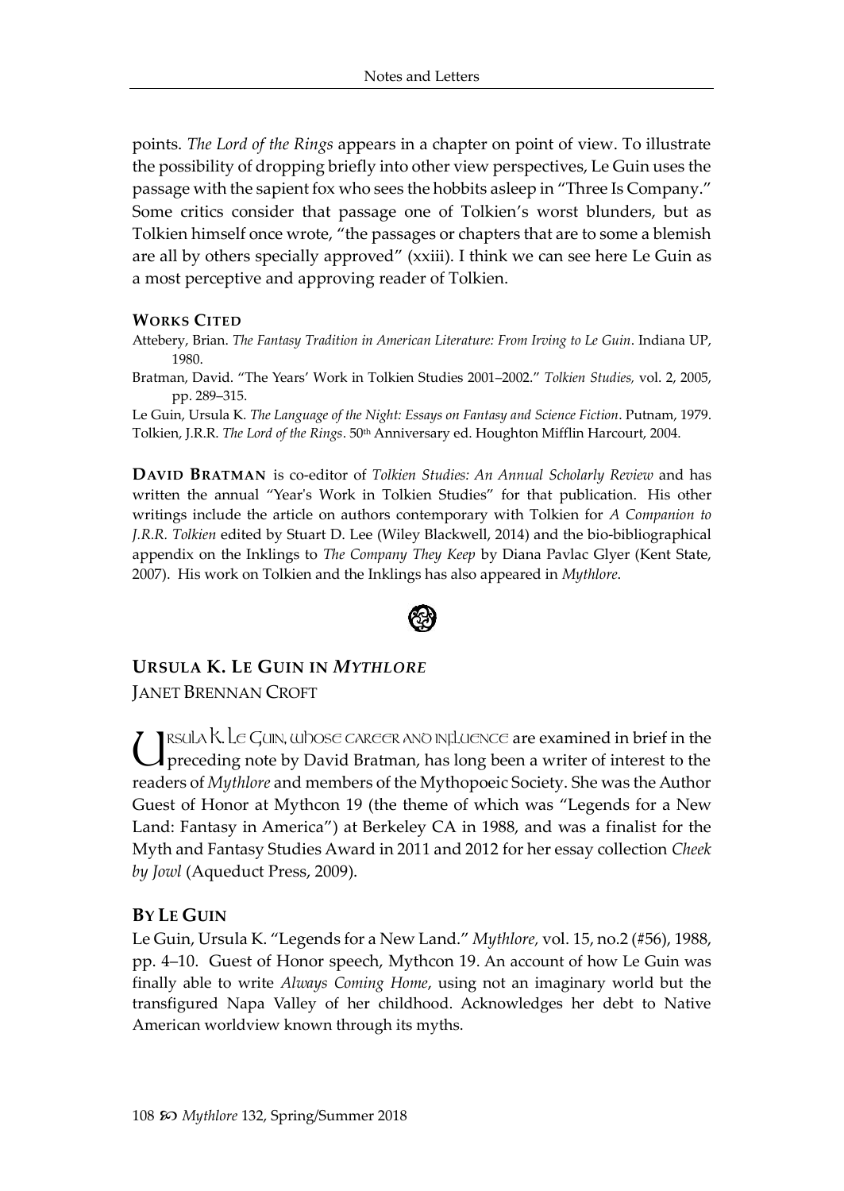points. *The Lord of the Rings* appears in a chapter on point of view. To illustrate the possibility of dropping briefly into other view perspectives, Le Guin uses the passage with the sapient fox who sees the hobbits asleep in "Three Is Company." Some critics consider that passage one of Tolkien's worst blunders, but as Tolkien himself once wrote, "the passages or chapters that are to some a blemish are all by others specially approved" (xxiii). I think we can see here Le Guin as a most perceptive and approving reader of Tolkien.

#### WORKS CITED

Attebery, Brian. *The Fantasy Tradition in American Literature: From Irving to Le Guin*. Indiana UP, 1980.

Bratman, David. "The Years' Work in Tolkien Studies 2001–2002." *Tolkien Studies,* vol. 2, 2005, pp. 289–315.

Le Guin, Ursula K. *The Language of the Night: Essays on Fantasy and Science Fiction*. Putnam, 1979.

Tolkien, J.R.R. *The Lord of the Rings*. 50th Anniversary ed. Houghton Mifflin Harcourt, 2004.

**DAVID BRATMAN** is co-editor of *Tolkien Studies: An Annual Scholarly Review* and has written the annual "Year's Work in Tolkien Studies" for that publication. His other writings include the article on authors contemporary with Tolkien for *A Companion to J.R.R. Tolkien* edited by Stuart D. Lee (Wiley Blackwell, 2014) and the bio-bibliographical appendix on the Inklings to *The Company They Keep* by Diana Pavlac Glyer (Kent State, 2007). His work on Tolkien and the Inklings has also appeared in *Mythlore*.

## URSULA K. LE GUIN IN *MYTHLORE*

JANET BRENNAN CROFT

URSULA K. LE GUIN, WHOSE CAREER AND INFLUENCE are examined in brief in the preceding note by David Bratman, has long been a writer of interest to the readers of *Mythlore* and members of the Mythopoeic Society. She was the Author Guest of Honor at Mythcon 19 (the theme of which was "Legends for a New Land: Fantasy in America") at Berkeley CA in 1988, and was a finalist for the Myth and Fantasy Studies Award in 2011 and 2012 for her essay collection *Cheek by Jowl* (Aqueduct Press, 2009).

#### BY LE GUIN

Le Guin, Ursula K. "Legends for a New Land." *Mythlore,* vol. 15, no.2 (#56), 1988, pp. 4–10. Guest of Honor speech, Mythcon 19. An account of how Le Guin was finally able to write *Always Coming Home*, using not an imaginary world but the transfigured Napa Valley of her childhood. Acknowledges her debt to Native American worldview known through its myths.